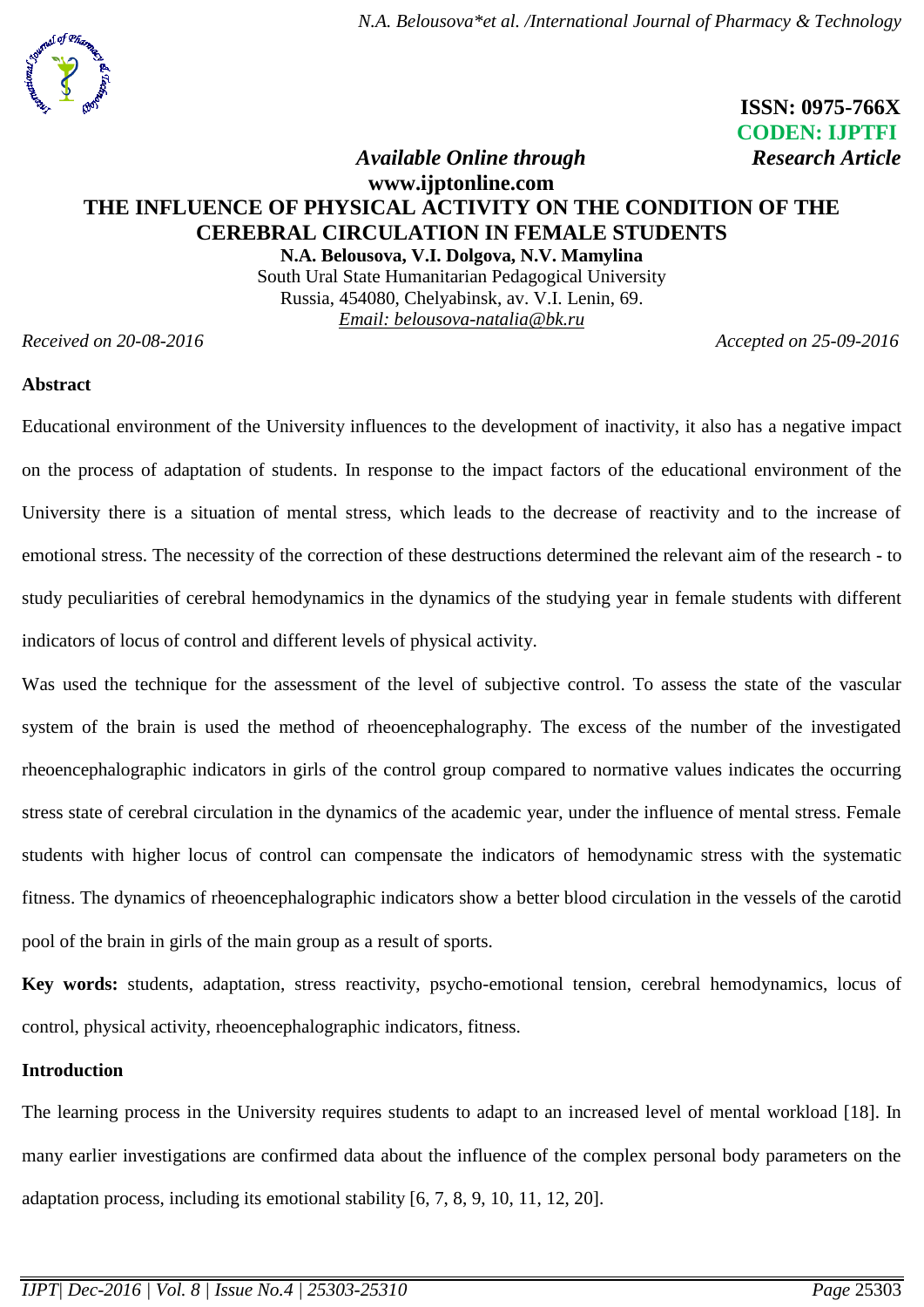ISSN: 0975-766X
CODEN: IJPTFI

*Available Online through* *Research Article*
**www.ijptonline.com**

# THE INFLUENCE OF PHYSICAL ACTIVITY ON THE CONDITION OF THE CEREBRAL CIRCULATION IN FEMALE STUDENTS

**N.A. Belousova, V.I. Dolgova, N.V. Mamylina**

South Ural State Humanitarian Pedagogical University
Russia, 454080, Chelyabinsk, av. V.I. Lenin, 69.
*Email: belousova-natalia@bk.ru*

*Received on 20-08-2016* *Accepted on 25-09-2016*

## Abstract

Educational environment of the University influences to the development of inactivity, it also has a negative impact on the process of adaptation of students. In response to the impact factors of the educational environment of the University there is a situation of mental stress, which leads to the decrease of reactivity and to the increase of emotional stress. The necessity of the correction of these destructions determined the relevant aim of the research - to study peculiarities of cerebral hemodynamics in the dynamics of the studying year in female students with different indicators of locus of control and different levels of physical activity.

Was used the technique for the assessment of the level of subjective control. To assess the state of the vascular system of the brain is used the method of rheoencephalography. The excess of the number of the investigated rheoencephalographic indicators in girls of the control group compared to normative values indicates the occurring stress state of cerebral circulation in the dynamics of the academic year, under the influence of mental stress. Female students with higher locus of control can compensate the indicators of hemodynamic stress with the systematic fitness. The dynamics of rheoencephalographic indicators show a better blood circulation in the vessels of the carotid pool of the brain in girls of the main group as a result of sports.

**Key words:** students, adaptation, stress reactivity, psycho-emotional tension, cerebral hemodynamics, locus of control, physical activity, rheoencephalographic indicators, fitness.

## Introduction

The learning process in the University requires students to adapt to an increased level of mental workload [18]. In many earlier investigations are confirmed data about the influence of the complex personal body parameters on the adaptation process, including its emotional stability [6, 7, 8, 9, 10, 11, 12, 20].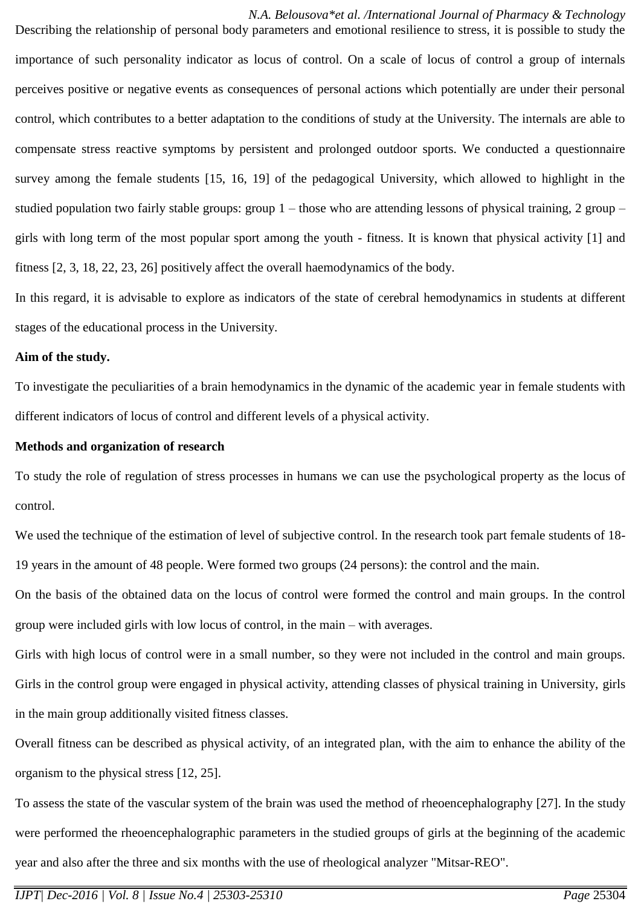Describing the relationship of personal body parameters and emotional resilience to stress, it is possible to study the importance of such personality indicator as locus of control. On a scale of locus of control a group of internals perceives positive or negative events as consequences of personal actions which potentially are under their personal control, which contributes to a better adaptation to the conditions of study at the University. The internals are able to compensate stress reactive symptoms by persistent and prolonged outdoor sports. We conducted a questionnaire survey among the female students [15, 16, 19] of the pedagogical University, which allowed to highlight in the studied population two fairly stable groups: group 1 – those who are attending lessons of physical training, 2 group – girls with long term of the most popular sport among the youth - fitness. It is known that physical activity [1] and fitness [2, 3, 18, 22, 23, 26] positively affect the overall haemodynamics of the body.

In this regard, it is advisable to explore as indicators of the state of cerebral hemodynamics in students at different stages of the educational process in the University.

**Aim of the study.**

To investigate the peculiarities of a brain hemodynamics in the dynamic of the academic year in female students with different indicators of locus of control and different levels of a physical activity.

**Methods and organization of research**

To study the role of regulation of stress processes in humans we can use the psychological property as the locus of control.

We used the technique of the estimation of level of subjective control. In the research took part female students of 18-19 years in the amount of 48 people. Were formed two groups (24 persons): the control and the main.

On the basis of the obtained data on the locus of control were formed the control and main groups. In the control group were included girls with low locus of control, in the main – with averages.

Girls with high locus of control were in a small number, so they were not included in the control and main groups. Girls in the control group were engaged in physical activity, attending classes of physical training in University, girls in the main group additionally visited fitness classes.

Overall fitness can be described as physical activity, of an integrated plan, with the aim to enhance the ability of the organism to the physical stress [12, 25].

To assess the state of the vascular system of the brain was used the method of rheoencephalography [27]. In the study were performed the rheoencephalographic parameters in the studied groups of girls at the beginning of the academic year and also after the three and six months with the use of rheological analyzer "Mitsar-REO".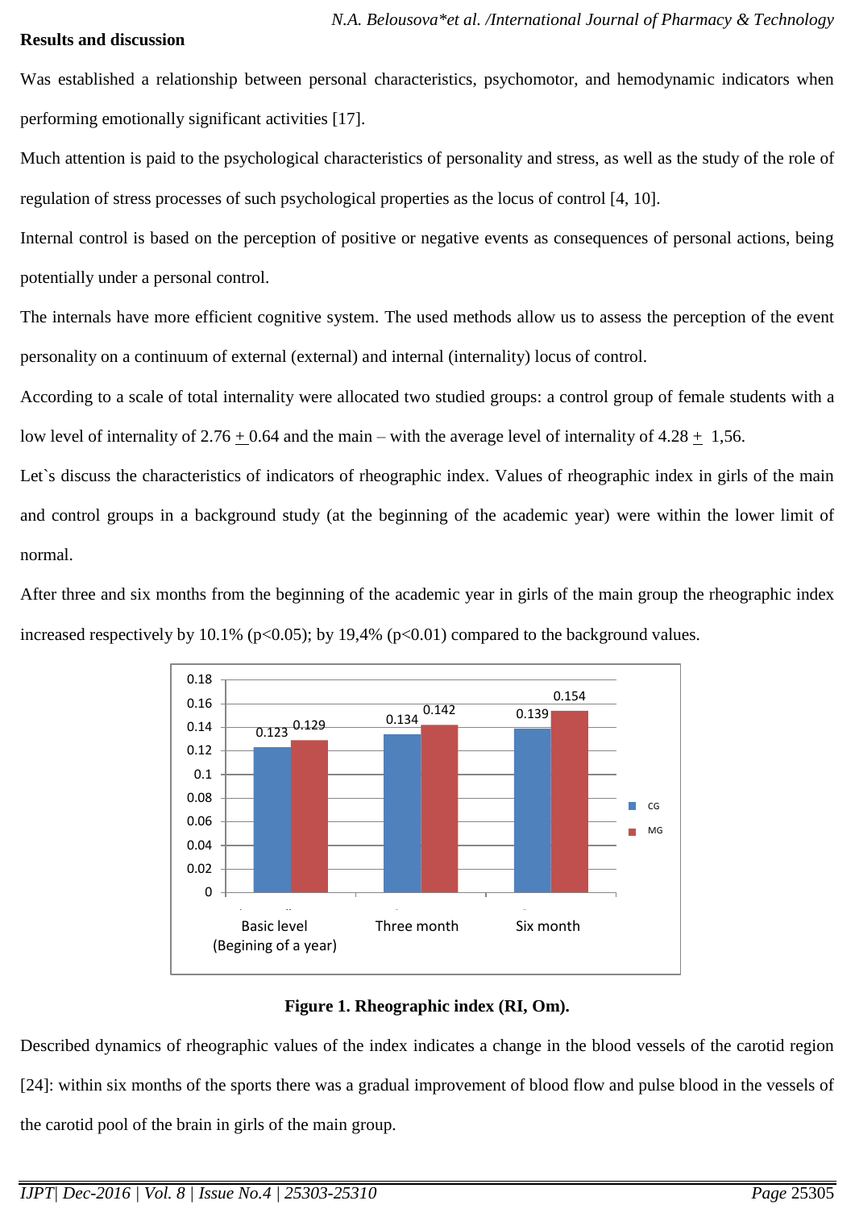**Results and discussion**

Was established a relationship between personal characteristics, psychomotor, and hemodynamic indicators when performing emotionally significant activities [17].

Much attention is paid to the psychological characteristics of personality and stress, as well as the study of the role of regulation of stress processes of such psychological properties as the locus of control [4, 10].

Internal control is based on the perception of positive or negative events as consequences of personal actions, being potentially under a personal control.

The internals have more efficient cognitive system. The used methods allow us to assess the perception of the event personality on a continuum of external (external) and internal (internality) locus of control.

According to a scale of total internality were allocated two studied groups: a control group of female students with a low level of internality of 2.76 ± 0.64 and the main – with the average level of internality of 4.28 ± 1,56.

Let`s discuss the characteristics of indicators of rheographic index. Values of rheographic index in girls of the main and control groups in a background study (at the beginning of the academic year) were within the lower limit of normal.

After three and six months from the beginning of the academic year in girls of the main group the rheographic index increased respectively by 10.1% ($p<0.05$); by 19,4% ($p<0.01$) compared to the background values.

| | CG | MG |
|---|---|---|
| Basic level (Begining of a year) | 0.123 | 0.129 |
| Three month | 0.134 | 0.142 |
| Six month | 0.139 | 0.154 |

**Figure 1. Rheographic index (RI, Om).**

Described dynamics of rheographic values of the index indicates a change in the blood vessels of the carotid region [24]: within six months of the sports there was a gradual improvement of blood flow and pulse blood in the vessels of the carotid pool of the brain in girls of the main group.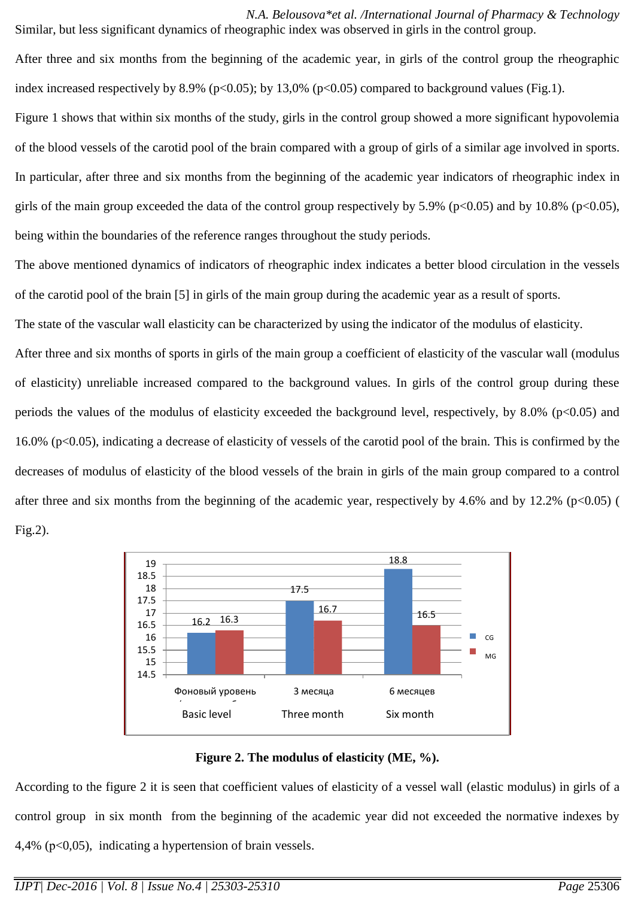Similar, but less significant dynamics of rheographic index was observed in girls in the control group.

After three and six months from the beginning of the academic year, in girls of the control group the rheographic index increased respectively by 8.9% ($p<0.05$); by 13,0% ($p<0.05$) compared to background values (Fig.1).

Figure 1 shows that within six months of the study, girls in the control group showed a more significant hypovolemia of the blood vessels of the carotid pool of the brain compared with a group of girls of a similar age involved in sports. In particular, after three and six months from the beginning of the academic year indicators of rheographic index in girls of the main group exceeded the data of the control group respectively by 5.9% ($p<0.05$) and by 10.8% ($p<0.05$), being within the boundaries of the reference ranges throughout the study periods.

The above mentioned dynamics of indicators of rheographic index indicates a better blood circulation in the vessels of the carotid pool of the brain [5] in girls of the main group during the academic year as a result of sports.

The state of the vascular wall elasticity can be characterized by using the indicator of the modulus of elasticity.

After three and six months of sports in girls of the main group a coefficient of elasticity of the vascular wall (modulus of elasticity) unreliable increased compared to the background values. In girls of the control group during these periods the values of the modulus of elasticity exceeded the background level, respectively, by 8.0% ($p<0.05$) and 16.0% ($p<0.05$), indicating a decrease of elasticity of vessels of the carotid pool of the brain. This is confirmed by the decreases of modulus of elasticity of the blood vessels of the brain in girls of the main group compared to a control after three and six months from the beginning of the academic year, respectively by 4.6% and by 12.2% ($p<0.05$) ( Fig.2).

| | Фоновый уровень / Basic level | 3 месяца / Three month | 6 месяцев / Six month |
|---|---|---|---|
| CG | 16.2 | 17.5 | 18.8 |
| MG | 16.3 | 16.7 | 16.5 |

**Figure 2. The modulus of elasticity (ME, %).**

According to the figure 2 it is seen that coefficient values of elasticity of a vessel wall (elastic modulus) in girls of a control group in six month from the beginning of the academic year did not exceeded the normative indexes by 4,4% ($p<0,05$), indicating a hypertension of brain vessels.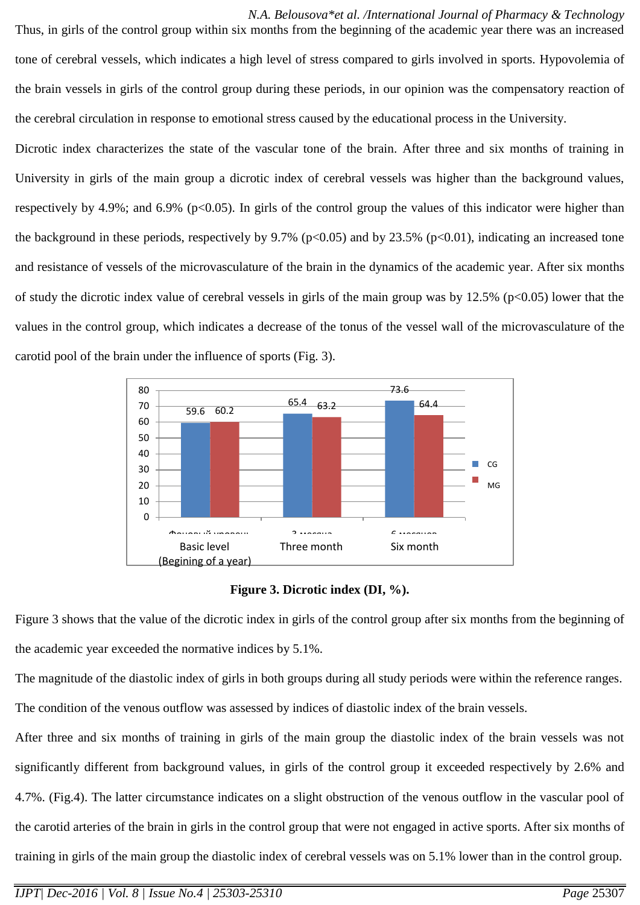Thus, in girls of the control group within six months from the beginning of the academic year there was an increased tone of cerebral vessels, which indicates a high level of stress compared to girls involved in sports. Hypovolemia of the brain vessels in girls of the control group during these periods, in our opinion was the compensatory reaction of the cerebral circulation in response to emotional stress caused by the educational process in the University.

Dicrotic index characterizes the state of the vascular tone of the brain. After three and six months of training in University in girls of the main group a dicrotic index of cerebral vessels was higher than the background values, respectively by 4.9%; and 6.9% ($p<0.05$). In girls of the control group the values of this indicator were higher than the background in these periods, respectively by 9.7% ($p<0.05$) and by 23.5% ($p<0.01$), indicating an increased tone and resistance of vessels of the microvasculature of the brain in the dynamics of the academic year. After six months of study the dicrotic index value of cerebral vessels in girls of the main group was by 12.5% ($p<0.05$) lower that the values in the control group, which indicates a decrease of the tonus of the vessel wall of the microvasculature of the carotid pool of the brain under the influence of sports (Fig. 3).

| | CG | MG |
|---|---|---|
| Basic level (Begining of a year) | 59.6 | 60.2 |
| Three month | 65.4 | 63.2 |
| Six month | 73.6 | 64.4 |

**Figure 3. Dicrotic index (DI, %).**

Figure 3 shows that the value of the dicrotic index in girls of the control group after six months from the beginning of the academic year exceeded the normative indices by 5.1%.

The magnitude of the diastolic index of girls in both groups during all study periods were within the reference ranges. The condition of the venous outflow was assessed by indices of diastolic index of the brain vessels.

After three and six months of training in girls of the main group the diastolic index of the brain vessels was not significantly different from background values, in girls of the control group it exceeded respectively by 2.6% and 4.7%. (Fig.4). The latter circumstance indicates on a slight obstruction of the venous outflow in the vascular pool of the carotid arteries of the brain in girls in the control group that were not engaged in active sports. After six months of training in girls of the main group the diastolic index of cerebral vessels was on 5.1% lower than in the control group.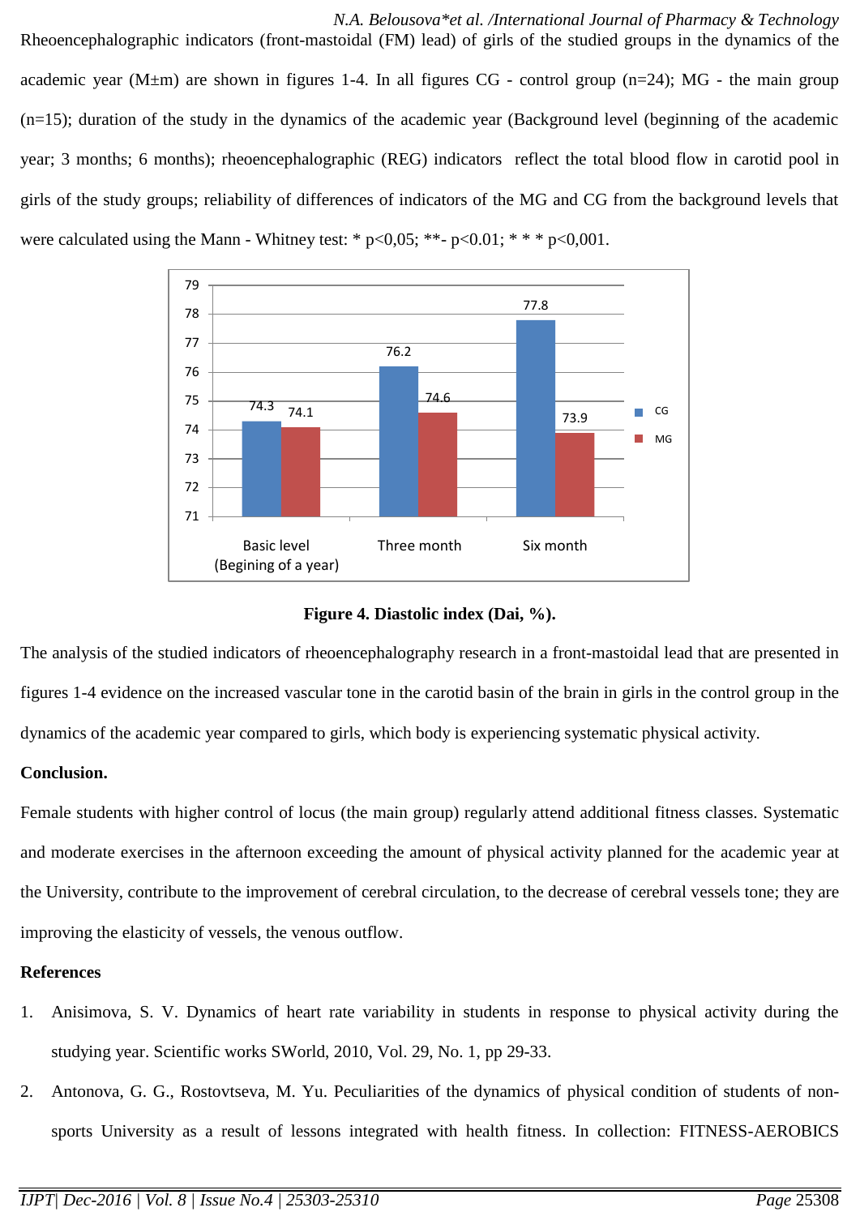Rheoencephalographic indicators (front-mastoidal (FM) lead) of girls of the studied groups in the dynamics of the academic year (M±m) are shown in figures 1-4. In all figures CG - control group (n=24); MG - the main group (n=15); duration of the study in the dynamics of the academic year (Background level (beginning of the academic year; 3 months; 6 months); rheoencephalographic (REG) indicators reflect the total blood flow in carotid pool in girls of the study groups; reliability of differences of indicators of the MG and CG from the background levels that were calculated using the Mann - Whitney test: * p<0,05; **- p<0.01; * * * p<0,001.

| | CG | MG |
|---|---|---|
| Basic level (Begining of a year) | 74.3 | 74.1 |
| Three month | 76.2 | 74.6 |
| Six month | 77.8 | 73.9 |

**Figure 4. Diastolic index (Dai, %).**

The analysis of the studied indicators of rheoencephalography research in a front-mastoidal lead that are presented in figures 1-4 evidence on the increased vascular tone in the carotid basin of the brain in girls in the control group in the dynamics of the academic year compared to girls, which body is experiencing systematic physical activity.

**Conclusion.**

Female students with higher control of locus (the main group) regularly attend additional fitness classes. Systematic and moderate exercises in the afternoon exceeding the amount of physical activity planned for the academic year at the University, contribute to the improvement of cerebral circulation, to the decrease of cerebral vessels tone; they are improving the elasticity of vessels, the venous outflow.

**References**

1. Anisimova, S. V. Dynamics of heart rate variability in students in response to physical activity during the studying year. Scientific works SWorld, 2010, Vol. 29, No. 1, pp 29-33.
2. Antonova, G. G., Rostovtseva, M. Yu. Peculiarities of the dynamics of physical condition of students of non-sports University as a result of lessons integrated with health fitness. In collection: FITNESS-AEROBICS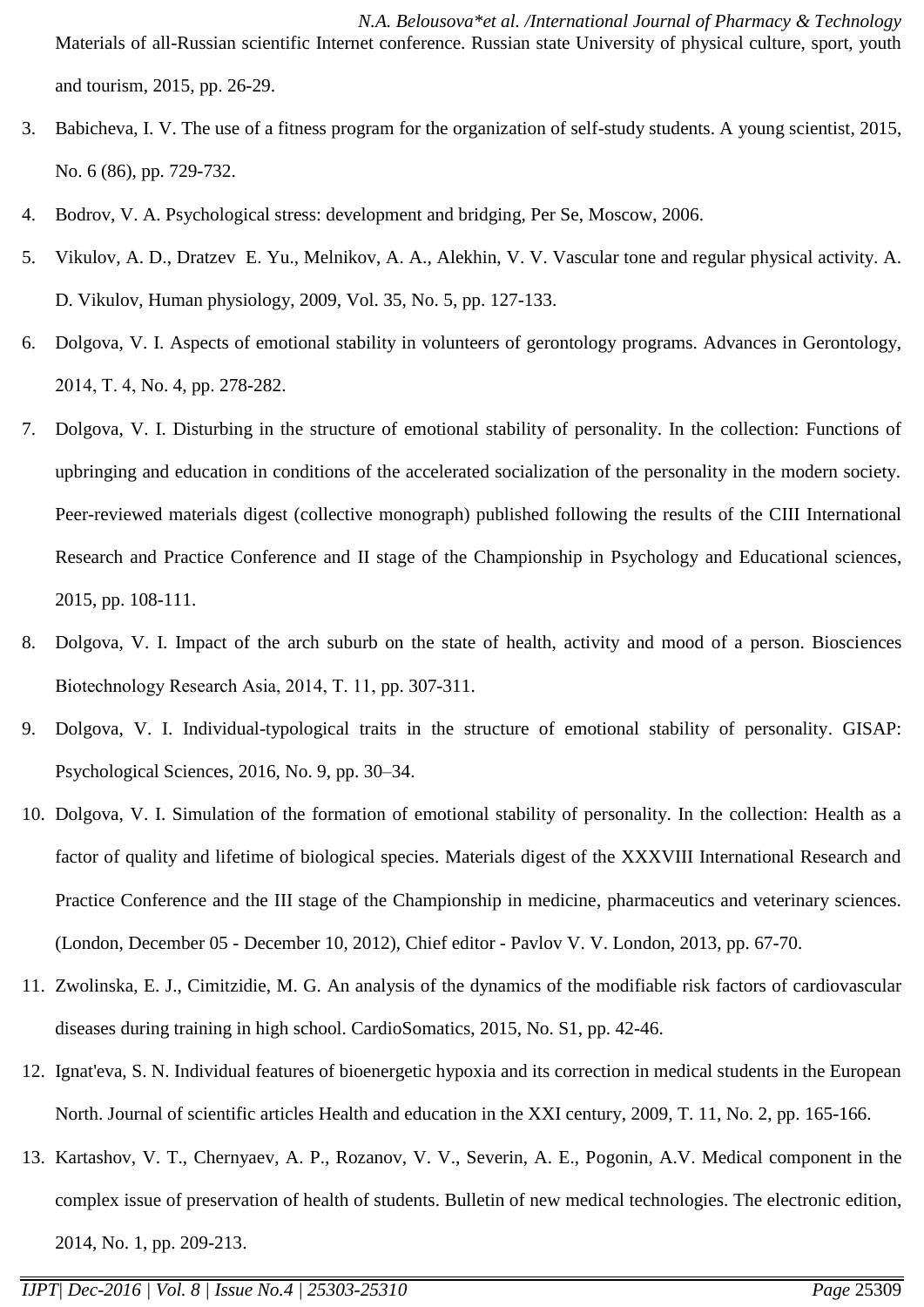Materials of all-Russian scientific Internet conference. Russian state University of physical culture, sport, youth and tourism, 2015, pp. 26-29.

3. Babicheva, I. V. The use of a fitness program for the organization of self-study students. A young scientist, 2015, No. 6 (86), pp. 729-732.
4. Bodrov, V. A. Psychological stress: development and bridging, Per Se, Moscow, 2006.
5. Vikulov, A. D., Dratzev E. Yu., Melnikov, A. A., Alekhin, V. V. Vascular tone and regular physical activity. A. D. Vikulov, Human physiology, 2009, Vol. 35, No. 5, pp. 127-133.
6. Dolgova, V. I. Aspects of emotional stability in volunteers of gerontology programs. Advances in Gerontology, 2014, T. 4, No. 4, pp. 278-282.
7. Dolgova, V. I. Disturbing in the structure of emotional stability of personality. In the collection: Functions of upbringing and education in conditions of the accelerated socialization of the personality in the modern society. Peer-reviewed materials digest (collective monograph) published following the results of the CIII International Research and Practice Conference and II stage of the Championship in Psychology and Educational sciences, 2015, pp. 108-111.
8. Dolgova, V. I. Impact of the arch suburb on the state of health, activity and mood of a person. Biosciences Biotechnology Research Asia, 2014, T. 11, pp. 307-311.
9. Dolgova, V. I. Individual-typological traits in the structure of emotional stability of personality. GISAP: Psychological Sciences, 2016, No. 9, pp. 30–34.
10. Dolgova, V. I. Simulation of the formation of emotional stability of personality. In the collection: Health as a factor of quality and lifetime of biological species. Materials digest of the XXXVIII International Research and Practice Conference and the III stage of the Championship in medicine, pharmaceutics and veterinary sciences. (London, December 05 - December 10, 2012), Chief editor - Pavlov V. V. London, 2013, pp. 67-70.
11. Zwolinska, E. J., Cimitzidie, M. G. An analysis of the dynamics of the modifiable risk factors of cardiovascular diseases during training in high school. CardioSomatics, 2015, No. S1, pp. 42-46.
12. Ignat'eva, S. N. Individual features of bioenergetic hypoxia and its correction in medical students in the European North. Journal of scientific articles Health and education in the XXI century, 2009, T. 11, No. 2, pp. 165-166.
13. Kartashov, V. T., Chernyaev, A. P., Rozanov, V. V., Severin, A. E., Pogonin, A.V. Medical component in the complex issue of preservation of health of students. Bulletin of new medical technologies. The electronic edition, 2014, No. 1, pp. 209-213.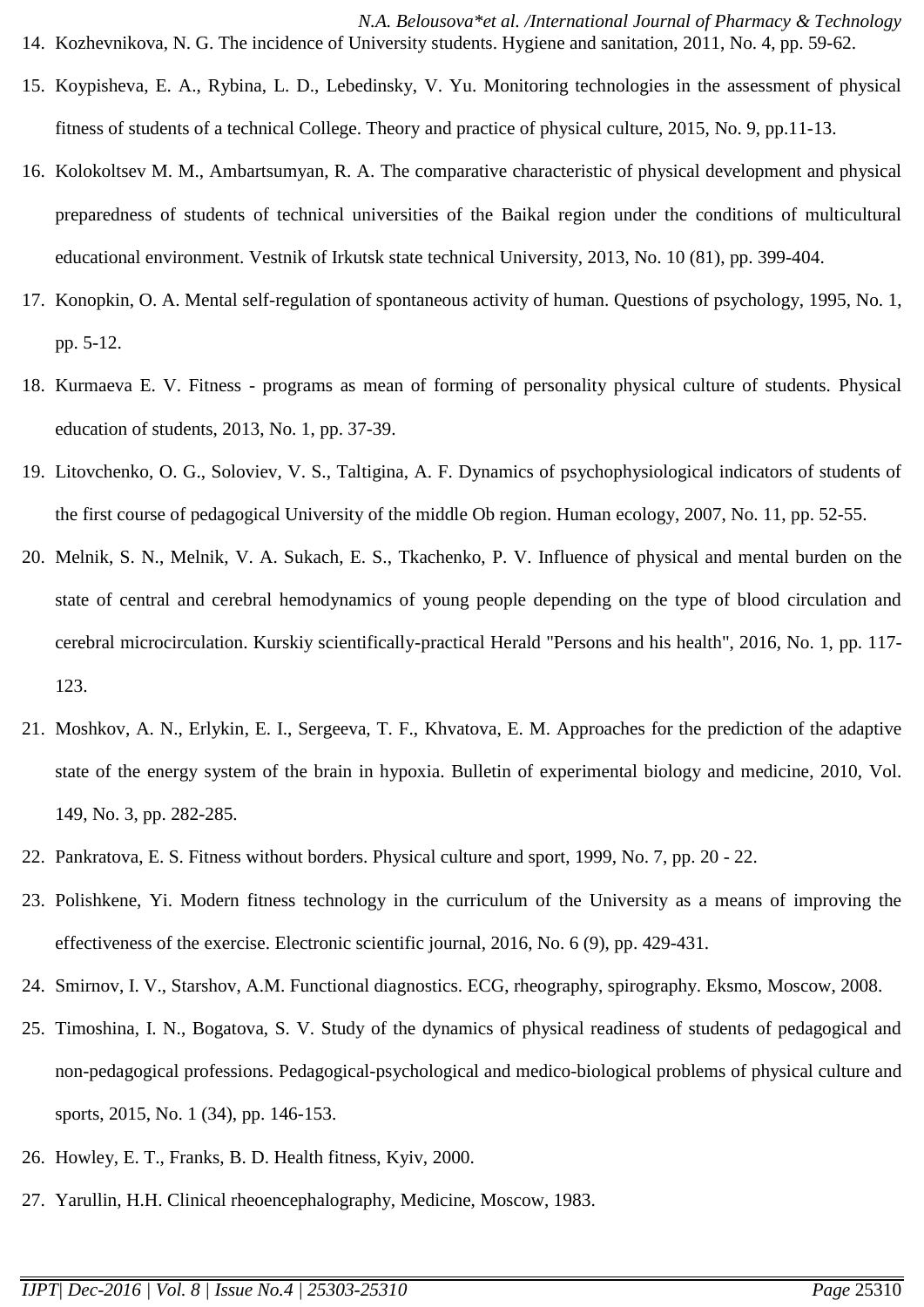14. Kozhevnikova, N. G. The incidence of University students. Hygiene and sanitation, 2011, No. 4, pp. 59-62.
15. Koypisheva, E. A., Rybina, L. D., Lebedinsky, V. Yu. Monitoring technologies in the assessment of physical fitness of students of a technical College. Theory and practice of physical culture, 2015, No. 9, pp.11-13.
16. Kolokoltsev M. M., Ambartsumyan, R. A. The comparative characteristic of physical development and physical preparedness of students of technical universities of the Baikal region under the conditions of multicultural educational environment. Vestnik of Irkutsk state technical University, 2013, No. 10 (81), pp. 399-404.
17. Konopkin, O. A. Mental self-regulation of spontaneous activity of human. Questions of psychology, 1995, No. 1, pp. 5-12.
18. Kurmaeva E. V. Fitness - programs as mean of forming of personality physical culture of students. Physical education of students, 2013, No. 1, pp. 37-39.
19. Litovchenko, O. G., Soloviev, V. S., Taltigina, A. F. Dynamics of psychophysiological indicators of students of the first course of pedagogical University of the middle Ob region. Human ecology, 2007, No. 11, pp. 52-55.
20. Melnik, S. N., Melnik, V. A. Sukach, E. S., Tkachenko, P. V. Influence of physical and mental burden on the state of central and cerebral hemodynamics of young people depending on the type of blood circulation and cerebral microcirculation. Kurskiy scientifically-practical Herald "Persons and his health", 2016, No. 1, pp. 117-123.
21. Moshkov, A. N., Erlykin, E. I., Sergeeva, T. F., Khvatova, E. M. Approaches for the prediction of the adaptive state of the energy system of the brain in hypoxia. Bulletin of experimental biology and medicine, 2010, Vol. 149, No. 3, pp. 282-285.
22. Pankratova, E. S. Fitness without borders. Physical culture and sport, 1999, No. 7, pp. 20 - 22.
23. Polishkene, Yi. Modern fitness technology in the curriculum of the University as a means of improving the effectiveness of the exercise. Electronic scientific journal, 2016, No. 6 (9), pp. 429-431.
24. Smirnov, I. V., Starshov, A.M. Functional diagnostics. ECG, rheography, spirography. Eksmo, Moscow, 2008.
25. Timoshina, I. N., Bogatova, S. V. Study of the dynamics of physical readiness of students of pedagogical and non-pedagogical professions. Pedagogical-psychological and medico-biological problems of physical culture and sports, 2015, No. 1 (34), pp. 146-153.
26. Howley, E. T., Franks, B. D. Health fitness, Kyiv, 2000.
27. Yarullin, H.H. Clinical rheoencephalography, Medicine, Moscow, 1983.